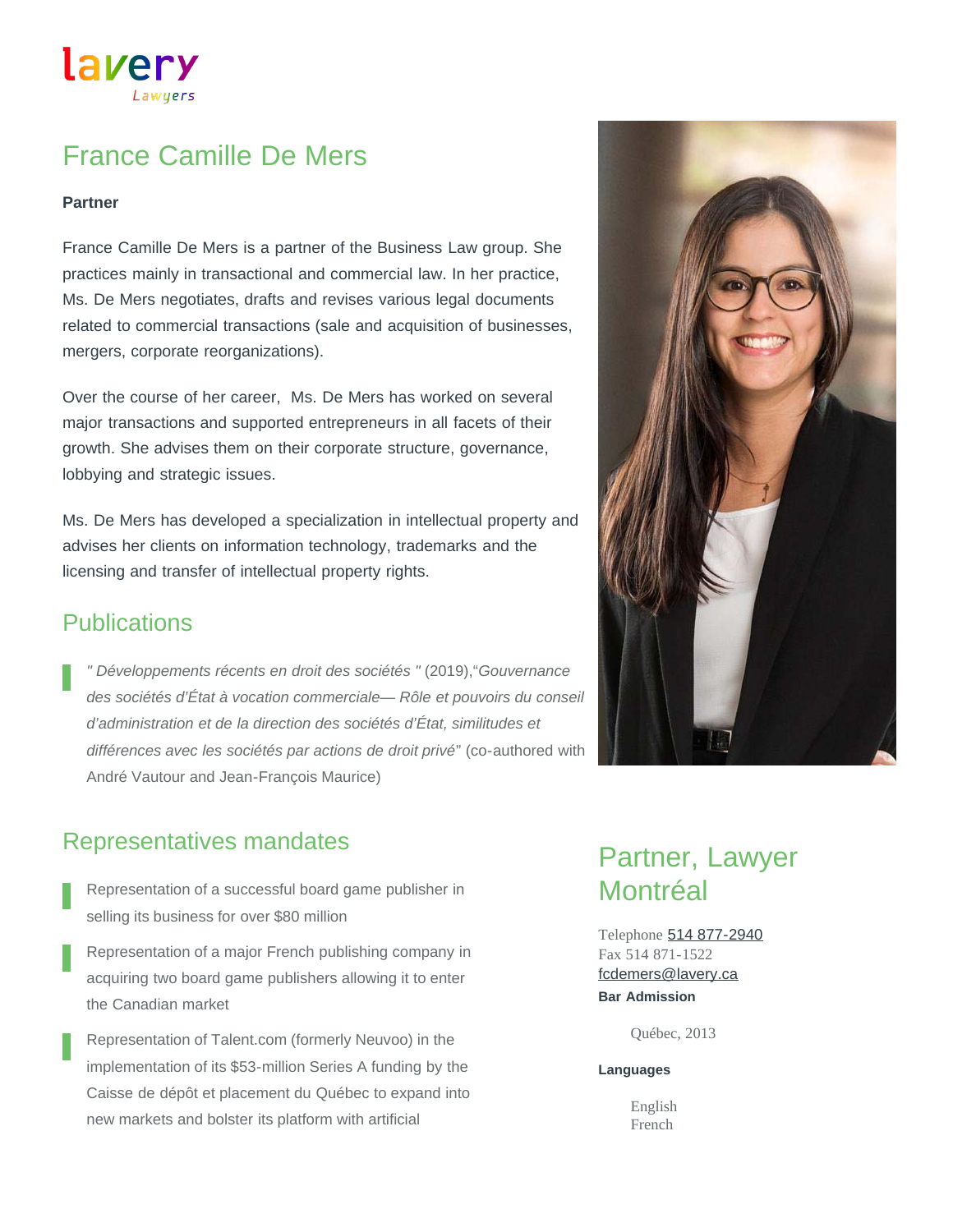# France Camille De Mers

**Partner**

France Camille De Mers is a partner of the Business Law group. She practices mainly in transactional and commercial law. In her practice, Ms. De Mers negotiates, drafts and revises various legal documents related to commercial transactions (sale and acquisition of businesses, mergers, corporate reorganizations).

Over the course of her career, Ms. De Mers has worked on several major transactions and supported entrepreneurs in all facets of their growth. She advises them on their corporate structure, governance, lobbying and strategic issues.

Ms. De Mers has developed a specialization in intellectual property and advises her clients on information technology, trademarks and the licensing and transfer of intellectual property rights.

## Publications

- *" Développements récents en droit des sociétés "* (2019),"*Gouvernance des sociétés d'État à vocation commerciale— Rôle et pouvoirs du conseil d'administration et de la direction des sociétés d'État, similitudes et différences avec les sociétés par actions de droit privé*" (co-authored with André Vautour and Jean-François Maurice)

## Representatives mandates

- Representation of a successful board game publisher in selling its business for over $80 million
- Representation of a major French publishing company in acquiring two board game publishers allowing it to enter the Canadian market
- Representation of Talent.com (formerly Neuvoo) in the implementation of its $53-million Series A funding by the Caisse de dépôt et placement du Québec to expand into new markets and bolster its platform with artificial

## Partner, Lawyer Montréal

Telephone 514 877-2940
Fax 514 871-1522
fcdemers@lavery.ca

**Bar Admission**

Québec, 2013

**Languages**

English
French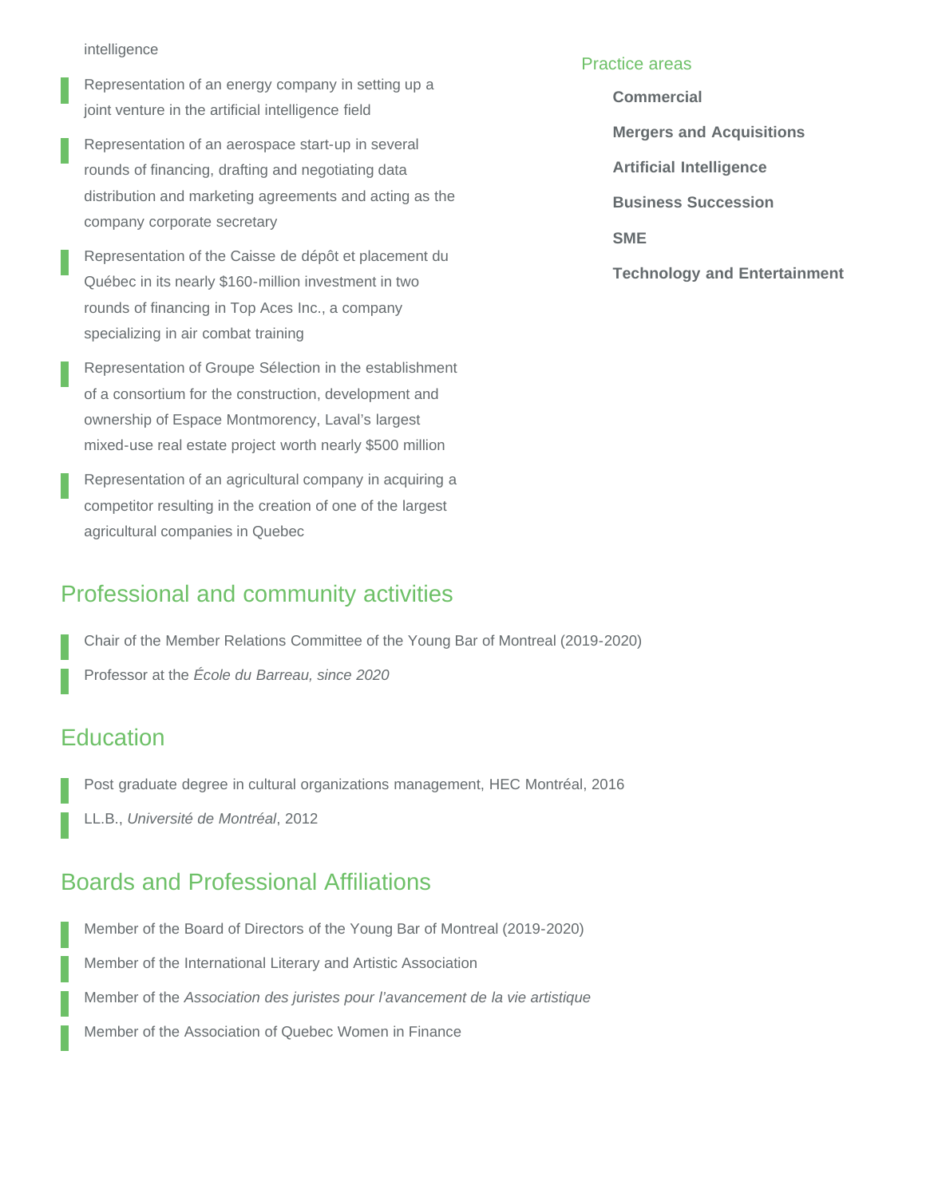intelligence

- Representation of an energy company in setting up a joint venture in the artificial intelligence field
- Representation of an aerospace start-up in several rounds of financing, drafting and negotiating data distribution and marketing agreements and acting as the company corporate secretary
- Representation of the Caisse de dépôt et placement du Québec in its nearly $160-million investment in two rounds of financing in Top Aces Inc., a company specializing in air combat training
- Representation of Groupe Sélection in the establishment of a consortium for the construction, development and ownership of Espace Montmorency, Laval's largest mixed-use real estate project worth nearly $500 million
- Representation of an agricultural company in acquiring a competitor resulting in the creation of one of the largest agricultural companies in Quebec

## Practice areas

**Commercial**

**Mergers and Acquisitions**

**Artificial Intelligence**

**Business Succession**

**SME**

**Technology and Entertainment**

## Professional and community activities

- Chair of the Member Relations Committee of the Young Bar of Montreal (2019-2020)
- Professor at the *École du Barreau, since 2020*

## Education

- Post graduate degree in cultural organizations management, HEC Montréal, 2016
- LL.B., *Université de Montréal*, 2012

## Boards and Professional Affiliations

- Member of the Board of Directors of the Young Bar of Montreal (2019-2020)
- Member of the International Literary and Artistic Association
- Member of the *Association des juristes pour l'avancement de la vie artistique*
- Member of the Association of Quebec Women in Finance